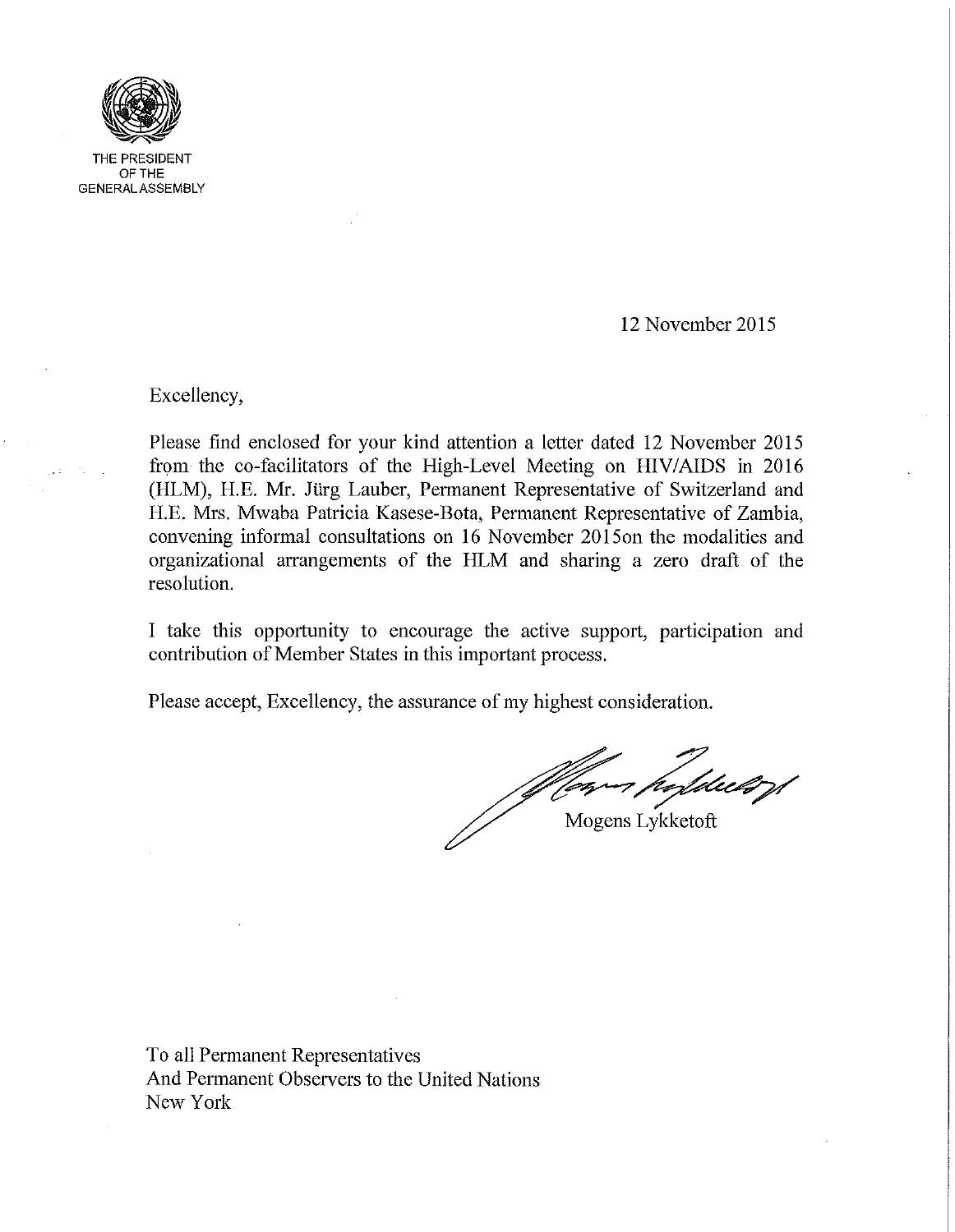THE PRESIDENT
OF THE
GENERAL ASSEMBLY

12 November 2015

Excellency,

Please find enclosed for your kind attention a letter dated 12 November 2015 from the co-facilitators of the High-Level Meeting on HIV/AIDS in 2016 (HLM), H.E. Mr. Jürg Lauber, Permanent Representative of Switzerland and H.E. Mrs. Mwaba Patricia Kasese-Bota, Permanent Representative of Zambia, convening informal consultations on 16 November 2015on the modalities and organizational arrangements of the HLM and sharing a zero draft of the resolution.

I take this opportunity to encourage the active support, participation and contribution of Member States in this important process.

Please accept, Excellency, the assurance of my highest consideration.

Mogens Lykketoft

To all Permanent Representatives
And Permanent Observers to the United Nations
New York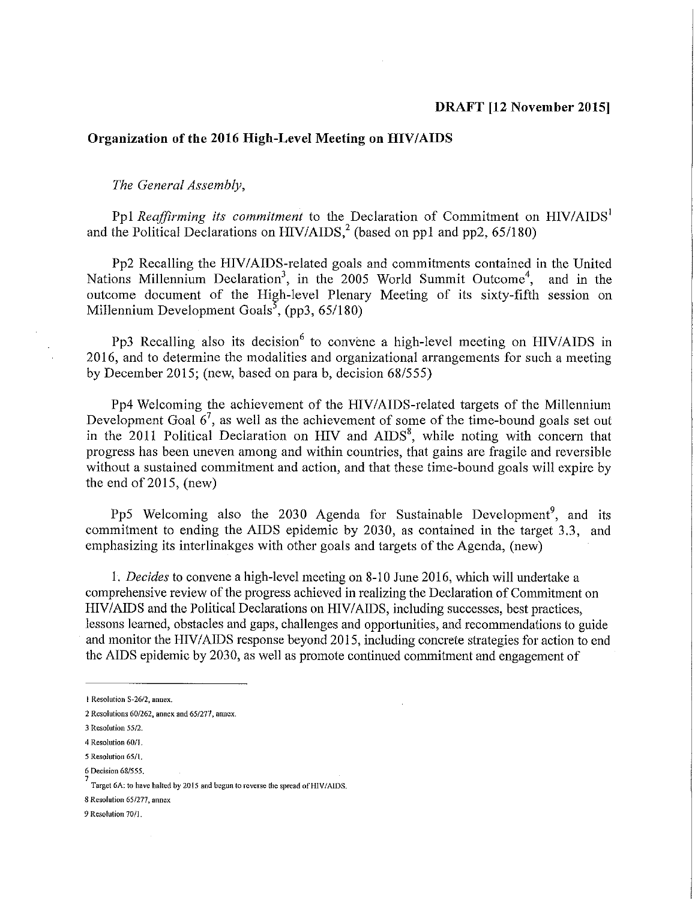**DRAFT [12 November 2015]**

## Organization of the 2016 High-Level Meeting on HIV/AIDS

*The General Assembly,*

Pp1 *Reaffirming its commitment* to the Declaration of Commitment on HIV/AIDS[1] and the Political Declarations on HIV/AIDS,[2] (based on pp1 and pp2, 65/180)

Pp2 Recalling the HIV/AIDS-related goals and commitments contained in the United Nations Millennium Declaration[3], in the 2005 World Summit Outcome[4], and in the outcome document of the High-level Plenary Meeting of its sixty-fifth session on Millennium Development Goals[5], (pp3, 65/180)

Pp3 Recalling also its decision[6] to convene a high-level meeting on HIV/AIDS in 2016, and to determine the modalities and organizational arrangements for such a meeting by December 2015; (new, based on para b, decision 68/555)

Pp4 Welcoming the achievement of the HIV/AIDS-related targets of the Millennium Development Goal 6[7], as well as the achievement of some of the time-bound goals set out in the 2011 Political Declaration on HIV and AIDS[8], while noting with concern that progress has been uneven among and within countries, that gains are fragile and reversible without a sustained commitment and action, and that these time-bound goals will expire by the end of 2015, (new)

Pp5 Welcoming also the 2030 Agenda for Sustainable Development[9], and its commitment to ending the AIDS epidemic by 2030, as contained in the target 3.3, and emphasizing its interlinakges with other goals and targets of the Agenda, (new)

1. *Decides* to convene a high-level meeting on 8-10 June 2016, which will undertake a comprehensive review of the progress achieved in realizing the Declaration of Commitment on HIV/AIDS and the Political Declarations on HIV/AIDS, including successes, best practices, lessons learned, obstacles and gaps, challenges and opportunities, and recommendations to guide and monitor the HIV/AIDS response beyond 2015, including concrete strategies for action to end the AIDS epidemic by 2030, as well as promote continued commitment and engagement of

---

1 Resolution S-26/2, annex.

2 Resolutions 60/262, annex and 65/277, annex.

3 Resolution 55/2.

4 Resolution 60/1.

5 Resolution 65/1.

6 Decision 68/555.

7 Target 6A: to have halted by 2015 and begun to reverse the spread of HIV/AIDS.

8 Resolution 65/277, annex

9 Resolution 70/1.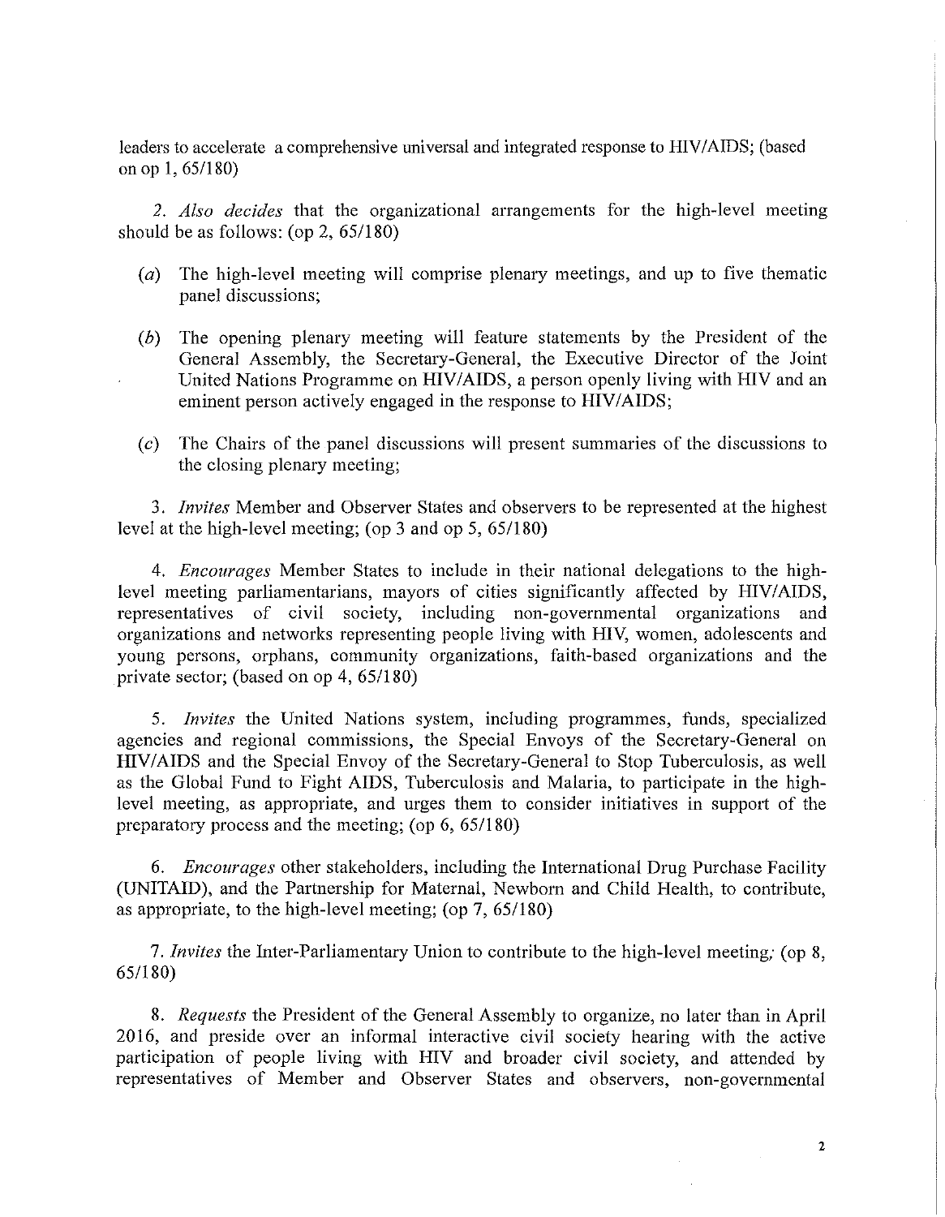leaders to accelerate a comprehensive universal and integrated response to HIV/AIDS; (based on op 1, 65/180)

2. *Also decides* that the organizational arrangements for the high-level meeting should be as follows: (op 2, 65/180)

(*a*) The high-level meeting will comprise plenary meetings, and up to five thematic panel discussions;

(*b*) The opening plenary meeting will feature statements by the President of the General Assembly, the Secretary-General, the Executive Director of the Joint United Nations Programme on HIV/AIDS, a person openly living with HIV and an eminent person actively engaged in the response to HIV/AIDS;

(*c*) The Chairs of the panel discussions will present summaries of the discussions to the closing plenary meeting;

3. *Invites* Member and Observer States and observers to be represented at the highest level at the high-level meeting; (op 3 and op 5, 65/180)

4. *Encourages* Member States to include in their national delegations to the high-level meeting parliamentarians, mayors of cities significantly affected by HIV/AIDS, representatives of civil society, including non-governmental organizations and organizations and networks representing people living with HIV, women, adolescents and young persons, orphans, community organizations, faith-based organizations and the private sector; (based on op 4, 65/180)

5. *Invites* the United Nations system, including programmes, funds, specialized agencies and regional commissions, the Special Envoys of the Secretary-General on HIV/AIDS and the Special Envoy of the Secretary-General to Stop Tuberculosis, as well as the Global Fund to Fight AIDS, Tuberculosis and Malaria, to participate in the high-level meeting, as appropriate, and urges them to consider initiatives in support of the preparatory process and the meeting; (op 6, 65/180)

6. *Encourages* other stakeholders, including the International Drug Purchase Facility (UNITAID), and the Partnership for Maternal, Newborn and Child Health, to contribute, as appropriate, to the high-level meeting; (op 7, 65/180)

7. *Invites* the Inter-Parliamentary Union to contribute to the high-level meeting; (op 8, 65/180)

8. *Requests* the President of the General Assembly to organize, no later than in April 2016, and preside over an informal interactive civil society hearing with the active participation of people living with HIV and broader civil society, and attended by representatives of Member and Observer States and observers, non-governmental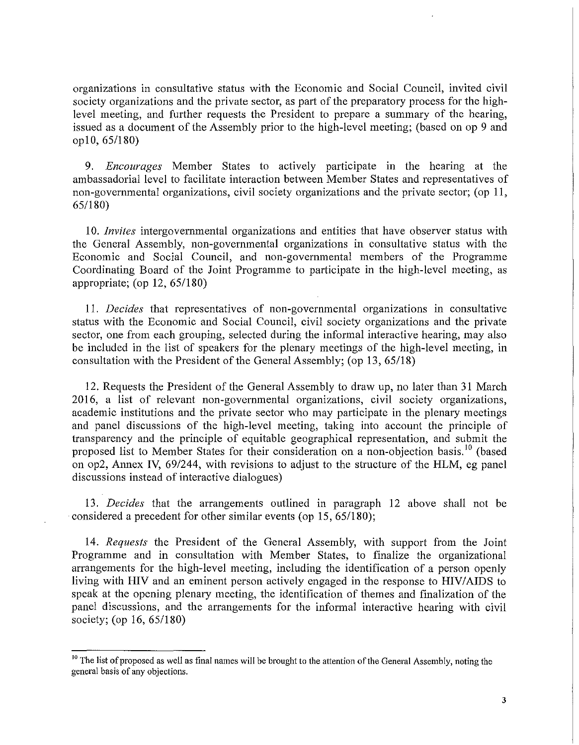organizations in consultative status with the Economic and Social Council, invited civil society organizations and the private sector, as part of the preparatory process for the high-level meeting, and further requests the President to prepare a summary of the hearing, issued as a document of the Assembly prior to the high-level meeting; (based on op 9 and op10, 65/180)

9. *Encourages* Member States to actively participate in the hearing at the ambassadorial level to facilitate interaction between Member States and representatives of non-governmental organizations, civil society organizations and the private sector; (op 11, 65/180)

10. *Invites* intergovernmental organizations and entities that have observer status with the General Assembly, non-governmental organizations in consultative status with the Economic and Social Council, and non-governmental members of the Programme Coordinating Board of the Joint Programme to participate in the high-level meeting, as appropriate; (op 12, 65/180)

11. *Decides* that representatives of non-governmental organizations in consultative status with the Economic and Social Council, civil society organizations and the private sector, one from each grouping, selected during the informal interactive hearing, may also be included in the list of speakers for the plenary meetings of the high-level meeting, in consultation with the President of the General Assembly; (op 13, 65/18)

12. Requests the President of the General Assembly to draw up, no later than 31 March 2016, a list of relevant non-governmental organizations, civil society organizations, academic institutions and the private sector who may participate in the plenary meetings and panel discussions of the high-level meeting, taking into account the principle of transparency and the principle of equitable geographical representation, and submit the proposed list to Member States for their consideration on a non-objection basis.[10] (based on op2, Annex IV, 69/244, with revisions to adjust to the structure of the HLM, eg panel discussions instead of interactive dialogues)

13. *Decides* that the arrangements outlined in paragraph 12 above shall not be considered a precedent for other similar events (op 15, 65/180);

14. *Requests* the President of the General Assembly, with support from the Joint Programme and in consultation with Member States, to finalize the organizational arrangements for the high-level meeting, including the identification of a person openly living with HIV and an eminent person actively engaged in the response to HIV/AIDS to speak at the opening plenary meeting, the identification of themes and finalization of the panel discussions, and the arrangements for the informal interactive hearing with civil society; (op 16, 65/180)

---

[10] The list of proposed as well as final names will be brought to the attention of the General Assembly, noting the general basis of any objections.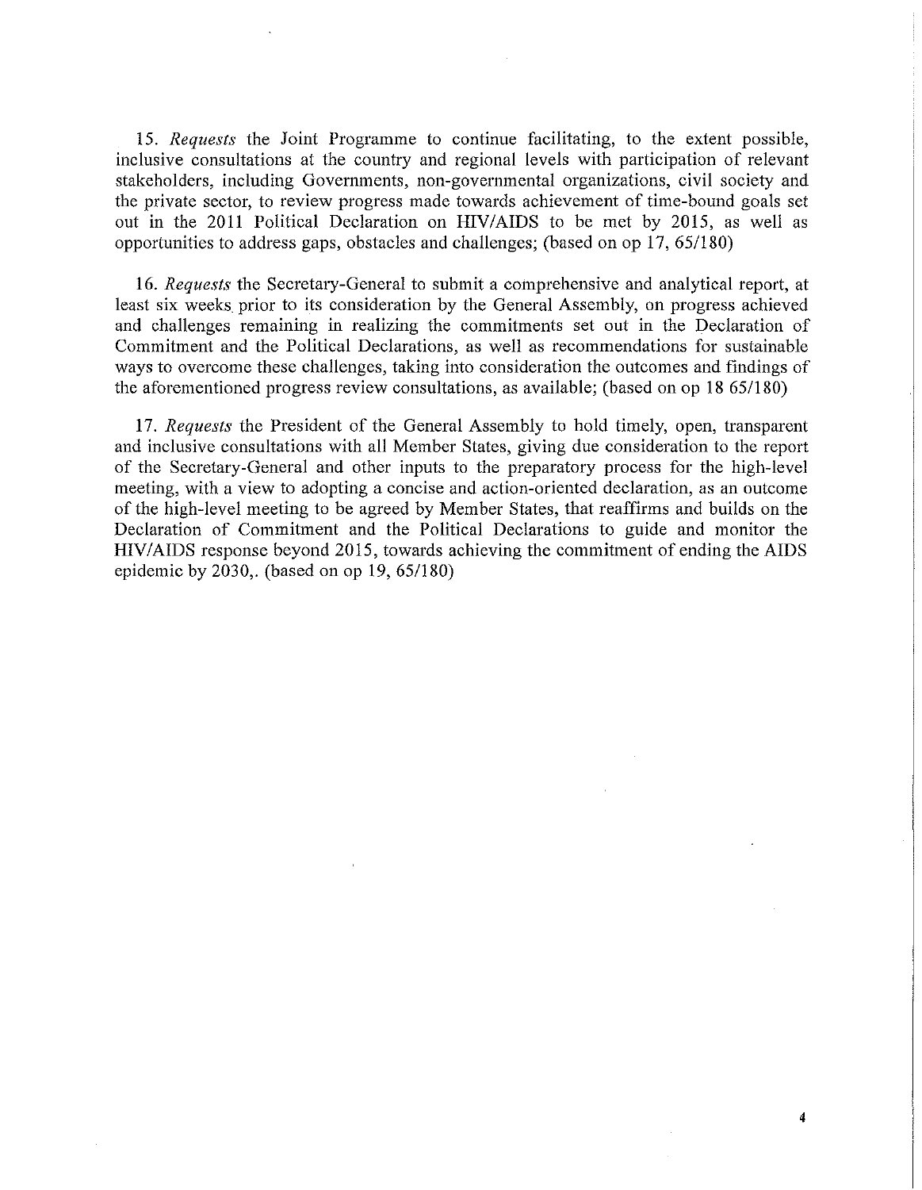15. *Requests* the Joint Programme to continue facilitating, to the extent possible, inclusive consultations at the country and regional levels with participation of relevant stakeholders, including Governments, non-governmental organizations, civil society and the private sector, to review progress made towards achievement of time-bound goals set out in the 2011 Political Declaration on HIV/AIDS to be met by 2015, as well as opportunities to address gaps, obstacles and challenges; (based on op 17, 65/180)

16. *Requests* the Secretary-General to submit a comprehensive and analytical report, at least six weeks prior to its consideration by the General Assembly, on progress achieved and challenges remaining in realizing the commitments set out in the Declaration of Commitment and the Political Declarations, as well as recommendations for sustainable ways to overcome these challenges, taking into consideration the outcomes and findings of the aforementioned progress review consultations, as available; (based on op 18 65/180)

17. *Requests* the President of the General Assembly to hold timely, open, transparent and inclusive consultations with all Member States, giving due consideration to the report of the Secretary-General and other inputs to the preparatory process for the high-level meeting, with a view to adopting a concise and action-oriented declaration, as an outcome of the high-level meeting to be agreed by Member States, that reaffirms and builds on the Declaration of Commitment and the Political Declarations to guide and monitor the HIV/AIDS response beyond 2015, towards achieving the commitment of ending the AIDS epidemic by 2030,. (based on op 19, 65/180)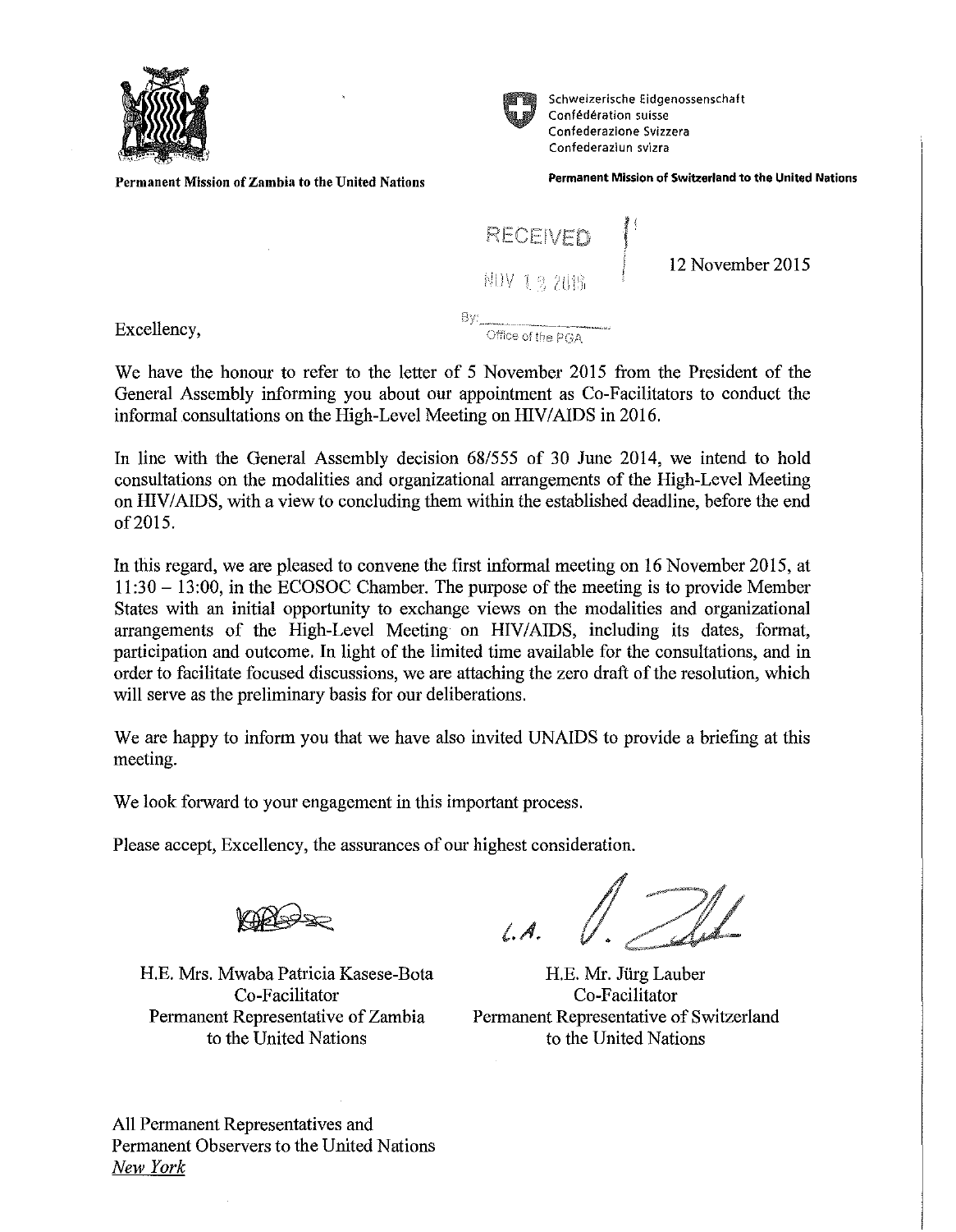Permanent Mission of Zambia to the United Nations

Schweizerische Eidgenossenschaft
Confédération suisse
Confederazione Svizzera
Confederaziun svizra

**Permanent Mission of Switzerland to the United Nations**

RECEIVED
NOV 13 2015
By: ____________
Office of the PGA

12 November 2015

Excellency,

We have the honour to refer to the letter of 5 November 2015 from the President of the General Assembly informing you about our appointment as Co-Facilitators to conduct the informal consultations on the High-Level Meeting on HIV/AIDS in 2016.

In line with the General Assembly decision 68/555 of 30 June 2014, we intend to hold consultations on the modalities and organizational arrangements of the High-Level Meeting on HIV/AIDS, with a view to concluding them within the established deadline, before the end of 2015.

In this regard, we are pleased to convene the first informal meeting on 16 November 2015, at 11:30 – 13:00, in the ECOSOC Chamber. The purpose of the meeting is to provide Member States with an initial opportunity to exchange views on the modalities and organizational arrangements of the High-Level Meeting on HIV/AIDS, including its dates, format, participation and outcome. In light of the limited time available for the consultations, and in order to facilitate focused discussions, we are attaching the zero draft of the resolution, which will serve as the preliminary basis for our deliberations.

We are happy to inform you that we have also invited UNAIDS to provide a briefing at this meeting.

We look forward to your engagement in this important process.

Please accept, Excellency, the assurances of our highest consideration.

H.E. Mrs. Mwaba Patricia Kasese-Bota
Co-Facilitator
Permanent Representative of Zambia
to the United Nations

i.A.

H.E. Mr. Jürg Lauber
Co-Facilitator
Permanent Representative of Switzerland
to the United Nations

All Permanent Representatives and
Permanent Observers to the United Nations
*New York*